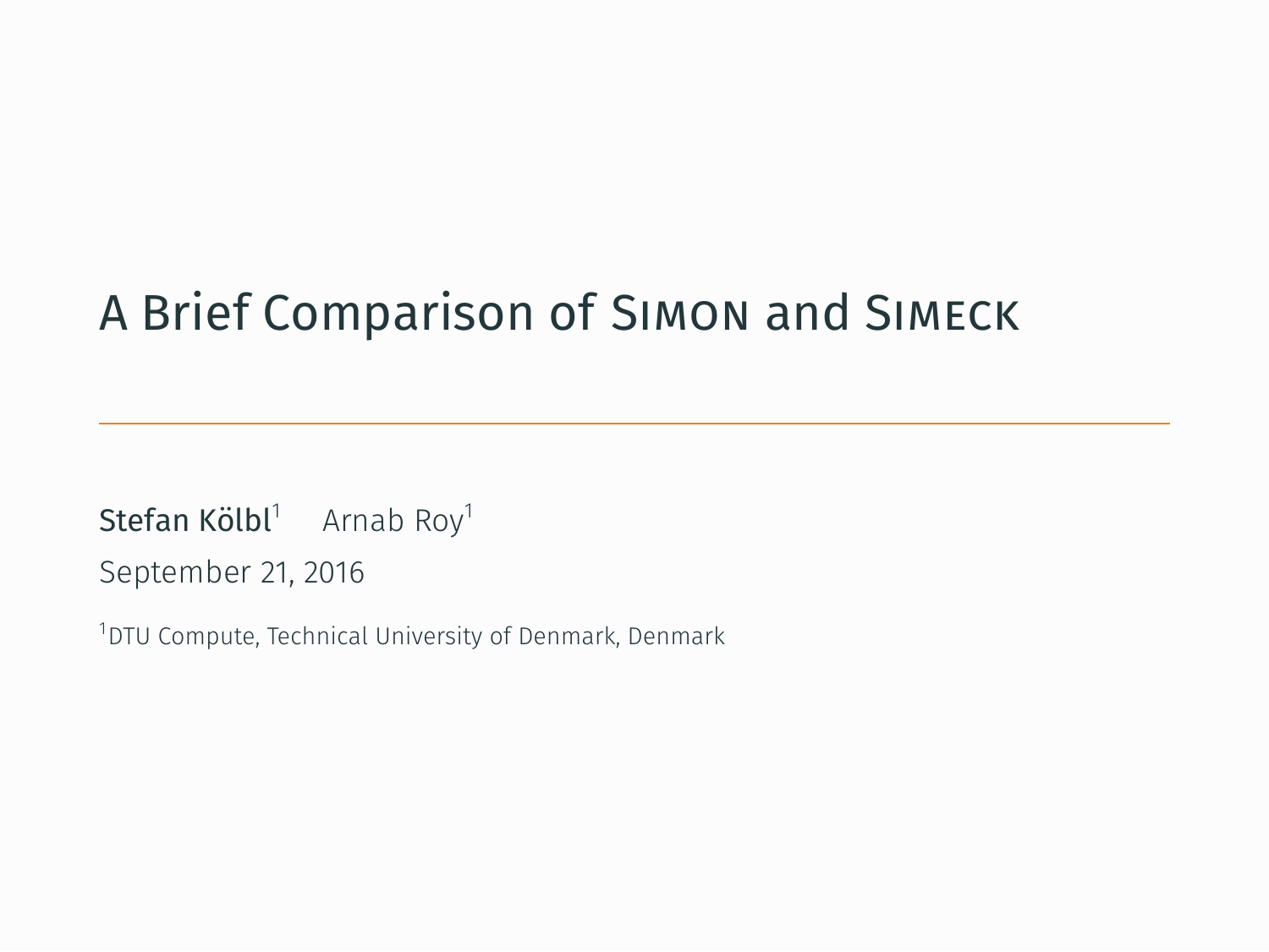# A Brief Comparison of Simon and Simeck

Stefan Kölbl[1] Arnab Roy[1]

September 21, 2016

[1]DTU Compute, Technical University of Denmark, Denmark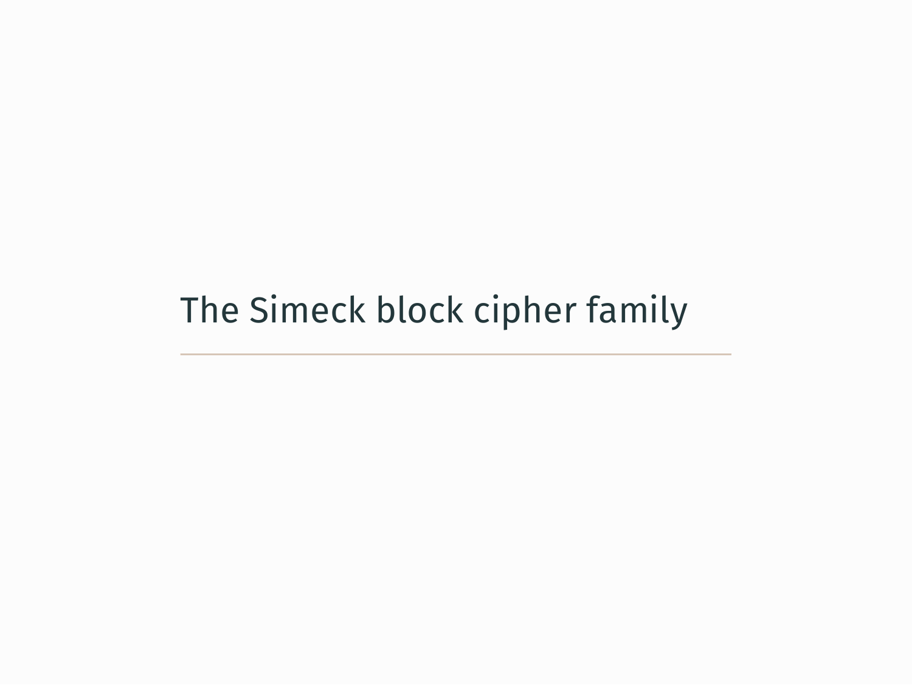# The Simeck block cipher family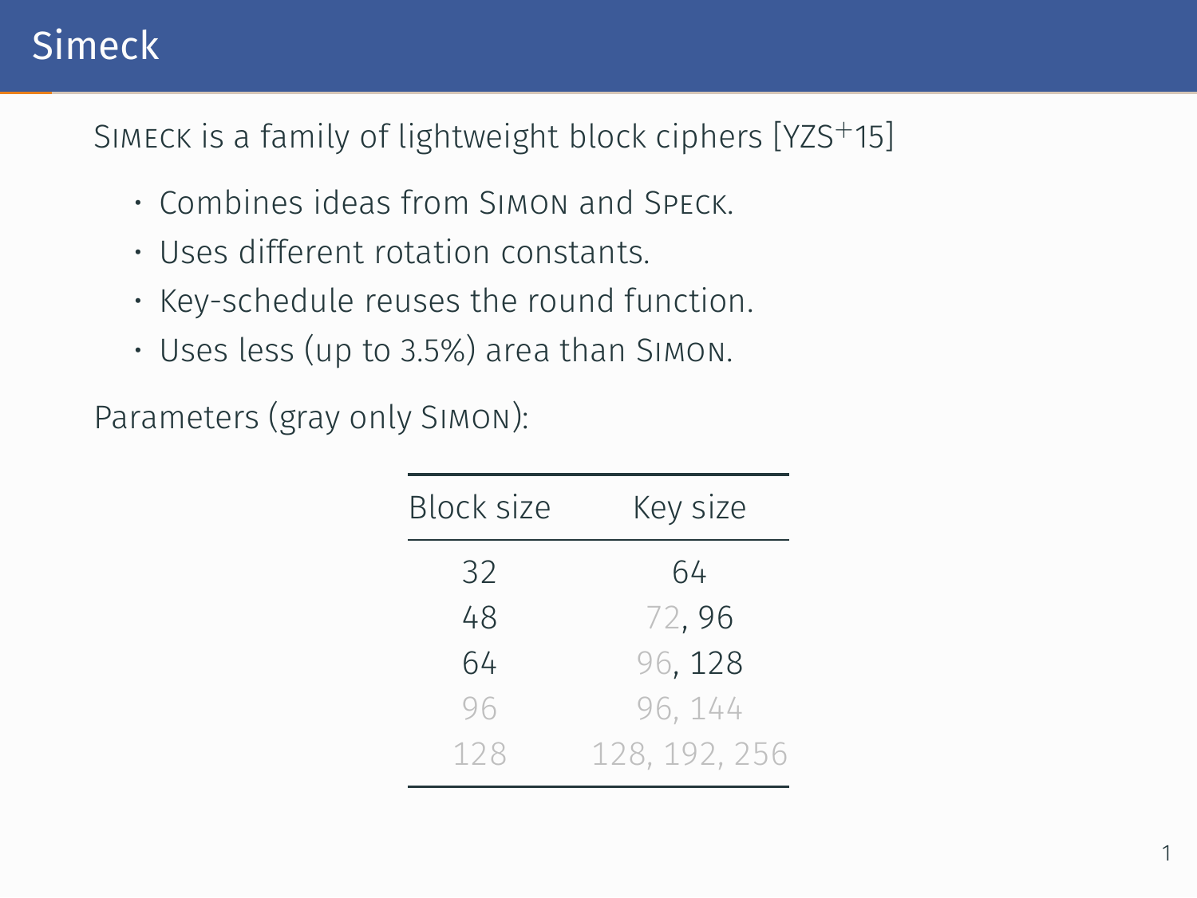# Simeck

SIMECK is a family of lightweight block ciphers [YZS+15]

- Combines ideas from SIMON and SPECK.
- Uses different rotation constants.
- Key-schedule reuses the round function.
- Uses less (up to 3.5%) area than SIMON.

Parameters (gray only SIMON):

| Block size | Key size |
| --- | --- |
| 32 | 64 |
| 48 | 72, 96 |
| 64 | 96, 128 |
| 96 | 96, 144 |
| 128 | 128, 192, 256 |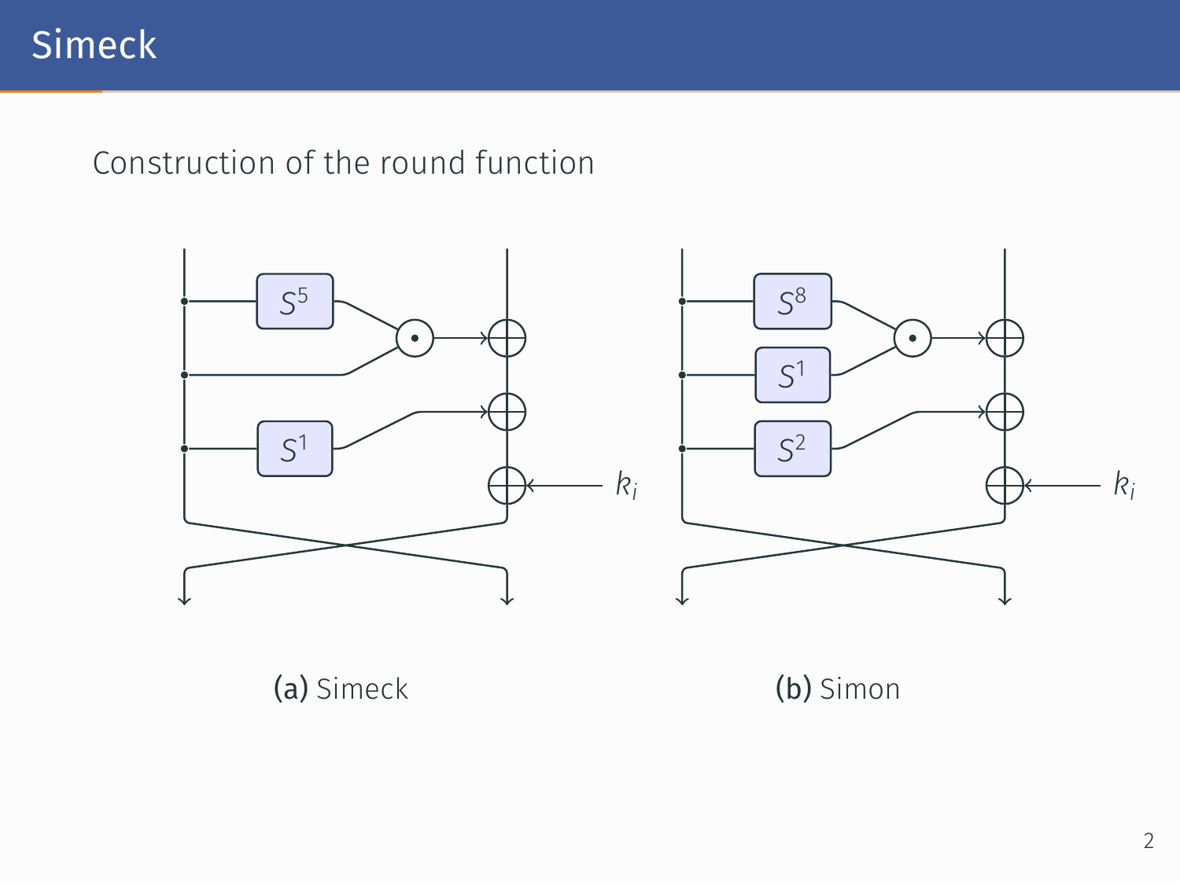# Simeck

Construction of the round function

$S^5$ $S^1$ $k_i$

(a) Simeck

$S^8$ $S^1$ $S^2$ $k_i$

(b) Simon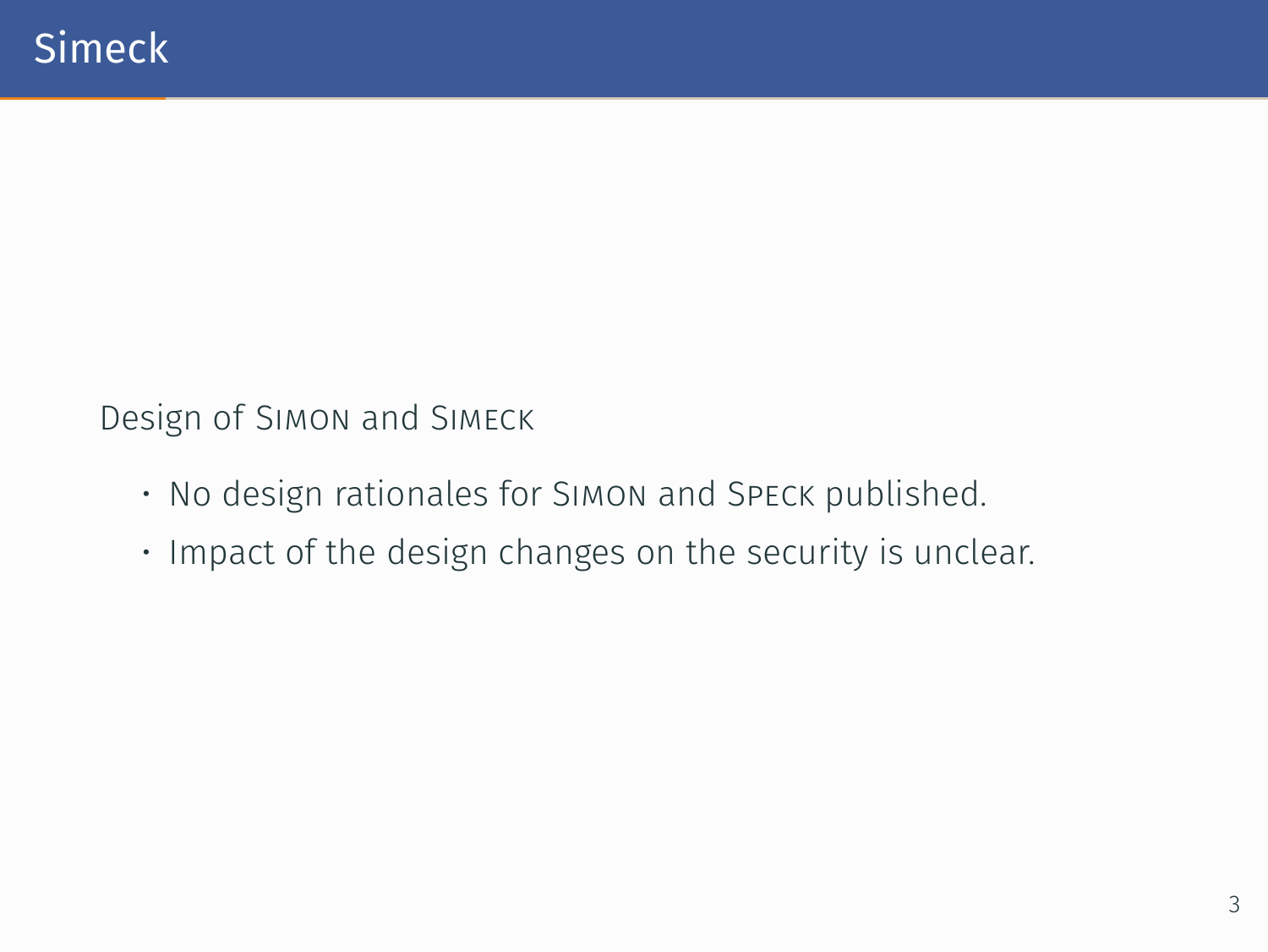# Simeck

Design of Simon and Simeck

- No design rationales for Simon and Speck published.
- Impact of the design changes on the security is unclear.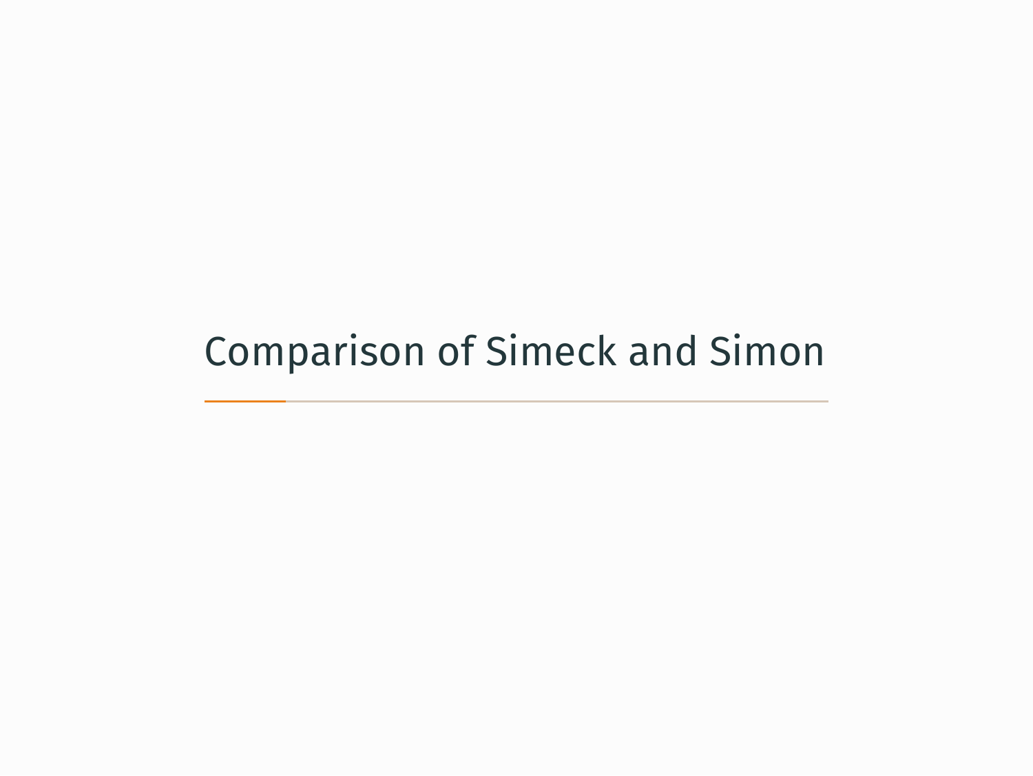# Comparison of Simeck and Simon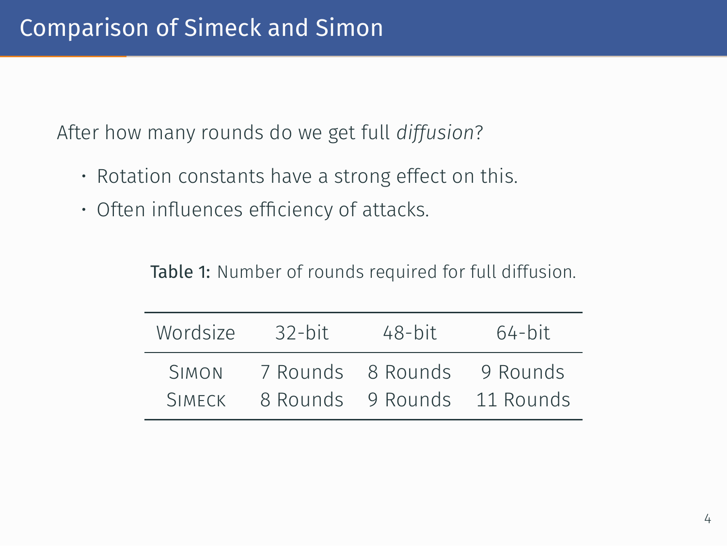# Comparison of Simeck and Simon

After how many rounds do we get full *diffusion*?

- Rotation constants have a strong effect on this.
- Often influences efficiency of attacks.

**Table 1:** Number of rounds required for full diffusion.

| Wordsize | 32-bit | 48-bit | 64-bit |
|---|---|---|---|
| Simon | 7 Rounds | 8 Rounds | 9 Rounds |
| Simeck | 8 Rounds | 9 Rounds | 11 Rounds |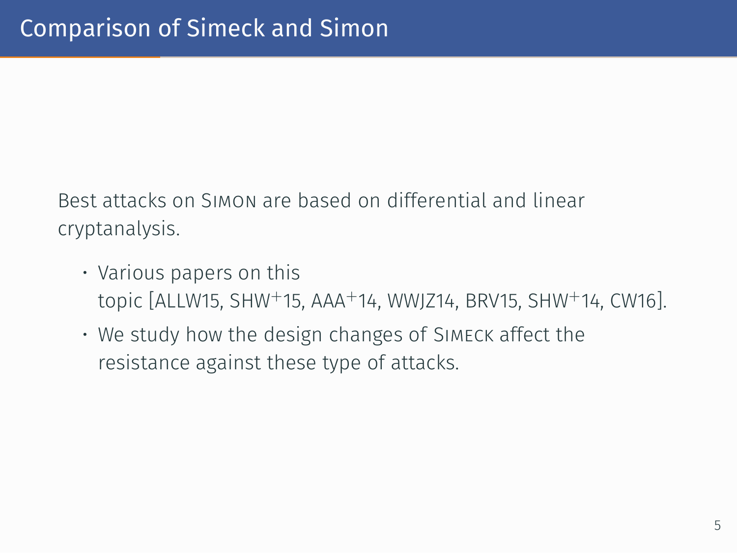# Comparison of Simeck and Simon

Best attacks on SIMON are based on differential and linear cryptanalysis.

- Various papers on this topic [ALLW15, SHW+15, AAA+14, WWJZ14, BRV15, SHW+14, CW16].
- We study how the design changes of SIMECK affect the resistance against these type of attacks.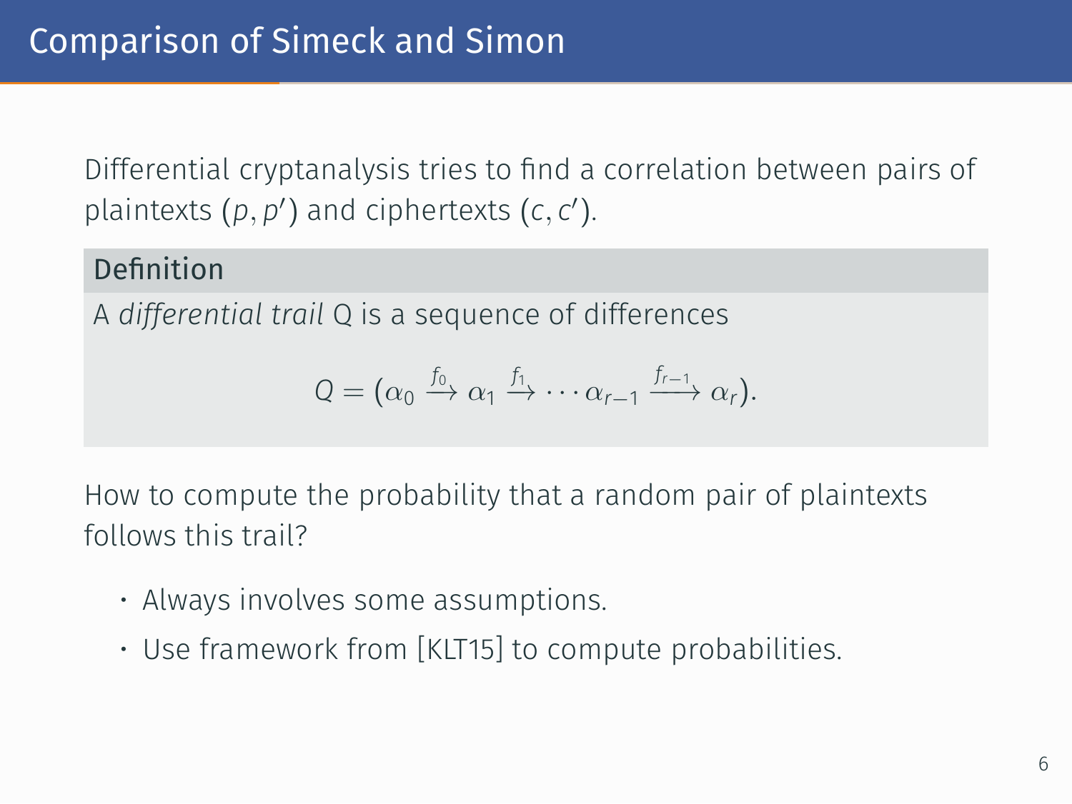# Comparison of Simeck and Simon

Differential cryptanalysis tries to find a correlation between pairs of plaintexts $(p, p')$ and ciphertexts $(c, c')$.

**Definition**

A *differential trail* Q is a sequence of differences

$$Q = (\alpha_0 \xrightarrow{f_0} \alpha_1 \xrightarrow{f_1} \cdots \alpha_{r-1} \xrightarrow{f_{r-1}} \alpha_r).$$

How to compute the probability that a random pair of plaintexts follows this trail?

- Always involves some assumptions.
- Use framework from [KLT15] to compute probabilities.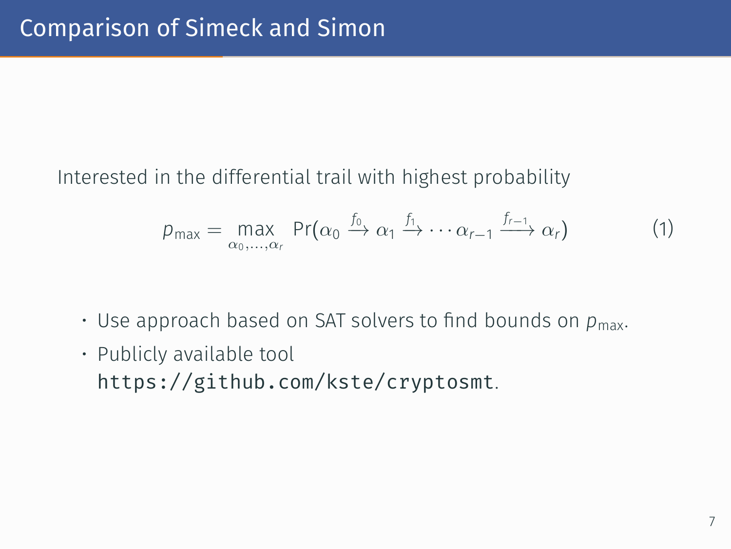# Comparison of Simeck and Simon

Interested in the differential trail with highest probability

$$p_{\max} = \max_{\alpha_0,\ldots,\alpha_r} \Pr(\alpha_0 \xrightarrow{f_0} \alpha_1 \xrightarrow{f_1} \cdots \alpha_{r-1} \xrightarrow{f_{r-1}} \alpha_r) \tag{1}$$

- Use approach based on SAT solvers to find bounds on $p_{\max}$.
- Publicly available tool `https://github.com/kste/cryptosmt`.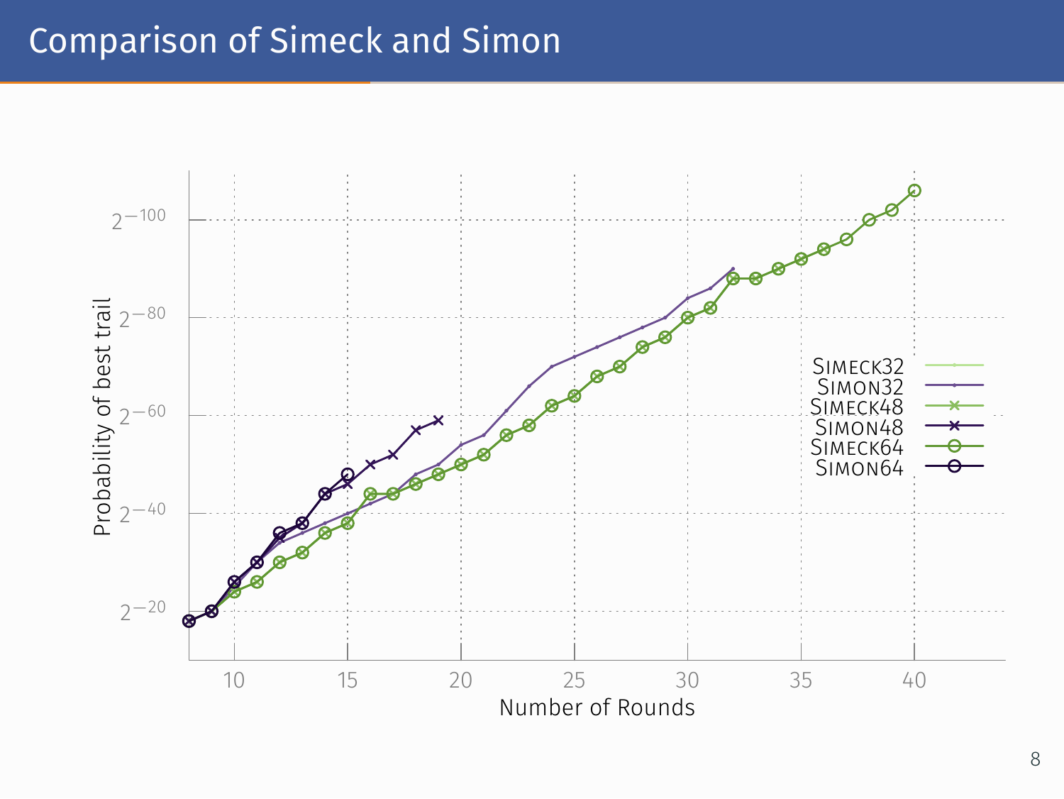# Comparison of Simeck and Simon

Probability of best trail

$2^{-100}$

$2^{-80}$

$2^{-60}$

$2^{-40}$

$2^{-20}$

10 15 20 25 30 35 40

Number of Rounds

Simeck32
Simon32
Simeck48
Simon48
Simeck64
Simon64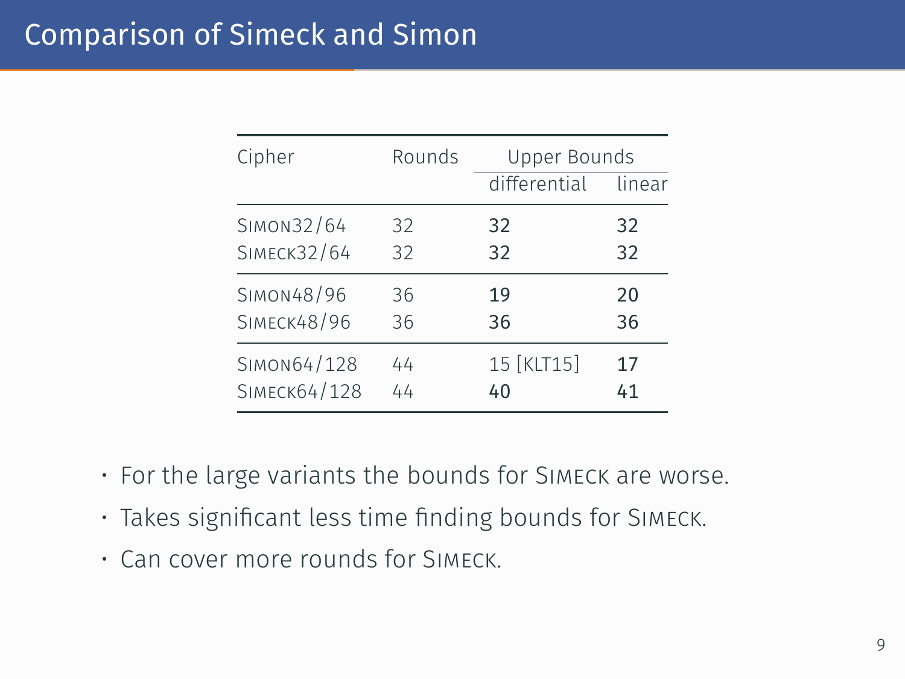# Comparison of Simeck and Simon

| Cipher | Rounds | Upper Bounds | |
|---|---|---|---|
| | | differential | linear |
| Simon32/64 | 32 | **32** | **32** |
| Simeck32/64 | 32 | **32** | **32** |
| Simon48/96 | 36 | **19** | **20** |
| Simeck48/96 | 36 | **36** | **36** |
| Simon64/128 | 44 | 15 [KLT15] | **17** |
| Simeck64/128 | 44 | **40** | **41** |

- For the large variants the bounds for Simeck are worse.
- Takes significant less time finding bounds for Simeck.
- Can cover more rounds for Simeck.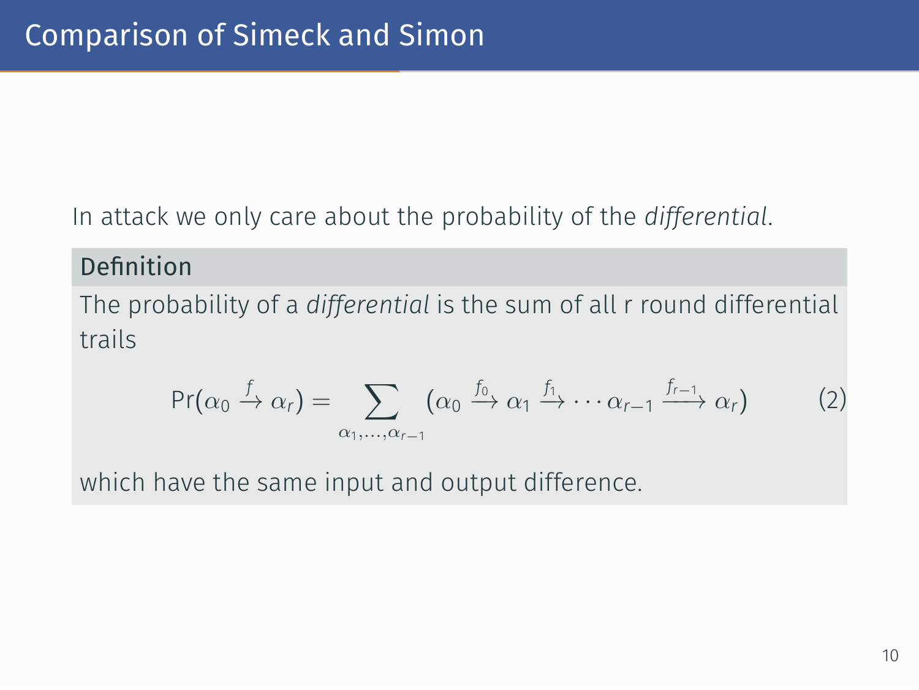# Comparison of Simeck and Simon

In attack we only care about the probability of the *differential*.

**Definition**

The probability of a *differential* is the sum of all r round differential trails

$$\Pr(\alpha_0 \xrightarrow{f} \alpha_r) = \sum_{\alpha_1,\ldots,\alpha_{r-1}} (\alpha_0 \xrightarrow{f_0} \alpha_1 \xrightarrow{f_1} \cdots \alpha_{r-1} \xrightarrow{f_{r-1}} \alpha_r) \quad (2)$$

which have the same input and output difference.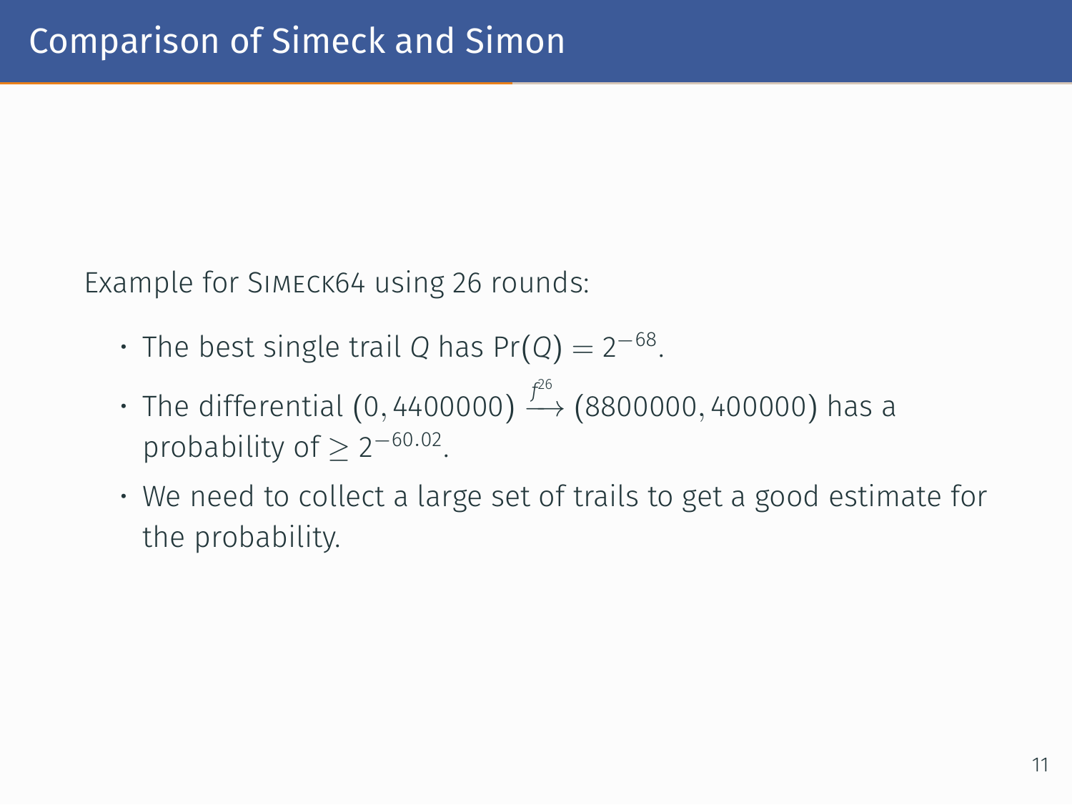# Comparison of Simeck and Simon

Example for SIMECK64 using 26 rounds:

- The best single trail $Q$ has $\Pr(Q) = 2^{-68}$.
- The differential $(0, 4400000) \xrightarrow{f^{26}} (8800000, 400000)$ has a probability of $\geq 2^{-60.02}$.
- We need to collect a large set of trails to get a good estimate for the probability.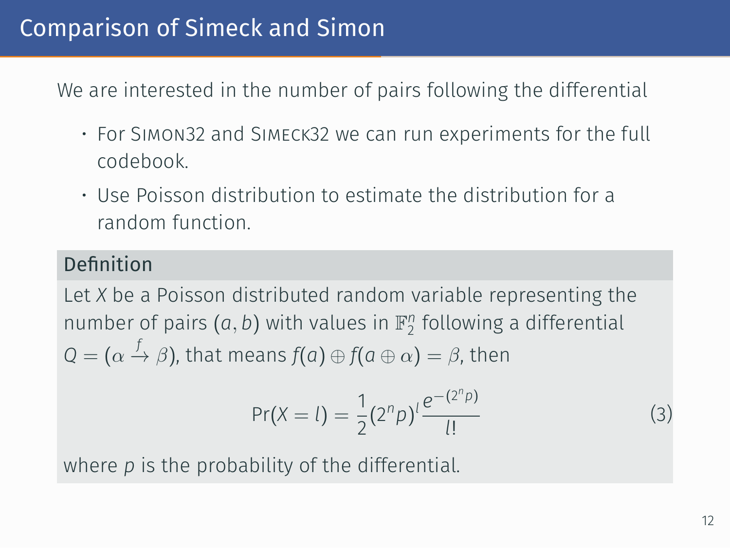# Comparison of Simeck and Simon

We are interested in the number of pairs following the differential

- For Simon32 and Simeck32 we can run experiments for the full codebook.
- Use Poisson distribution to estimate the distribution for a random function.

**Definition**

Let $X$ be a Poisson distributed random variable representing the number of pairs $(a, b)$ with values in $\mathbb{F}_2^n$ following a differential $Q = (\alpha \xrightarrow{f} \beta)$, that means $f(a) \oplus f(a \oplus \alpha) = \beta$, then

$$\Pr(X = l) = \frac{1}{2}(2^n p)^l \frac{e^{-(2^n p)}}{l!} \tag{3}$$

where $p$ is the probability of the differential.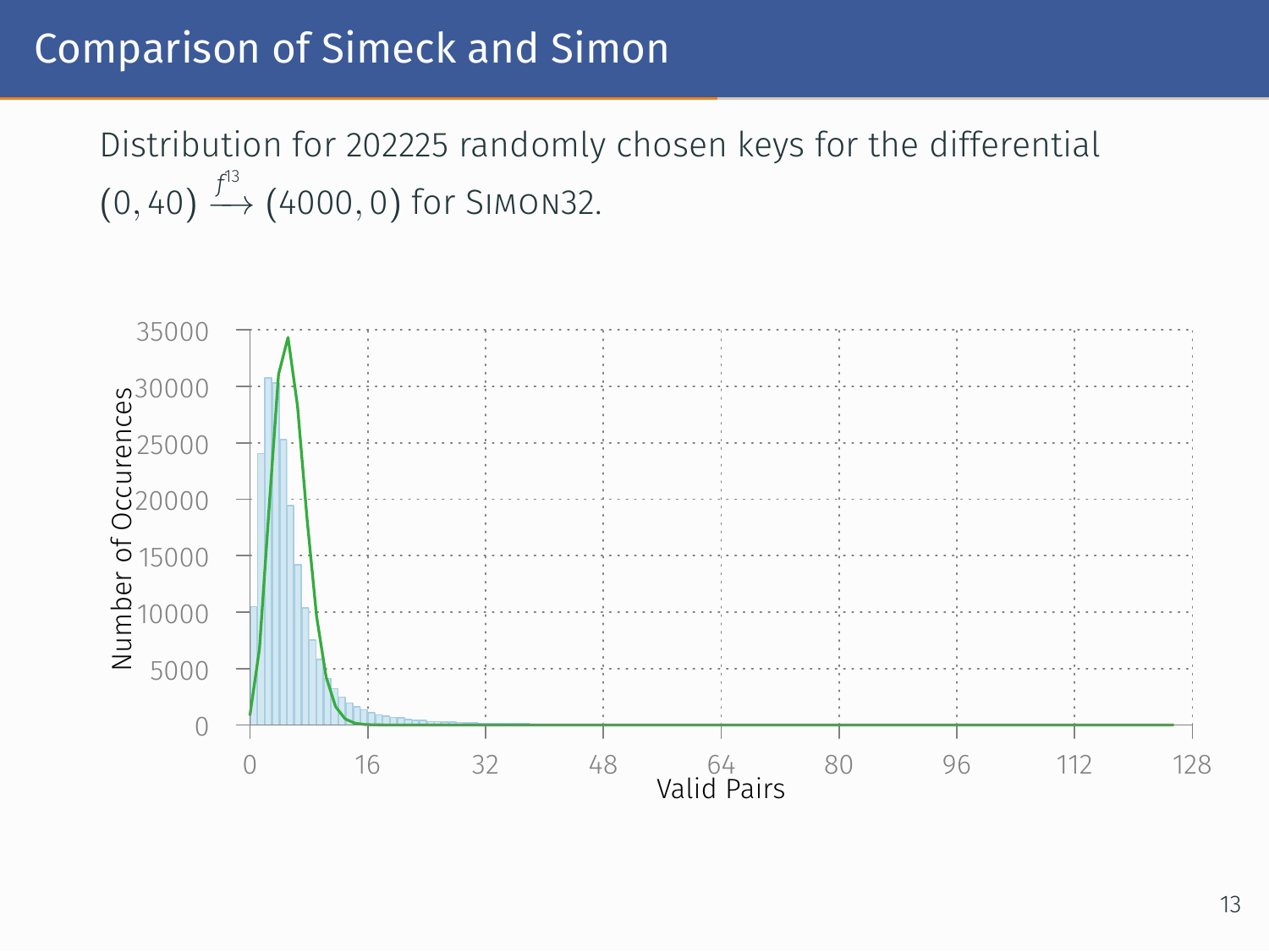# Comparison of Simeck and Simon

Distribution for 202225 randomly chosen keys for the differential $(0, 40) \xrightarrow{f^{13}} (4000, 0)$ for SIMON32.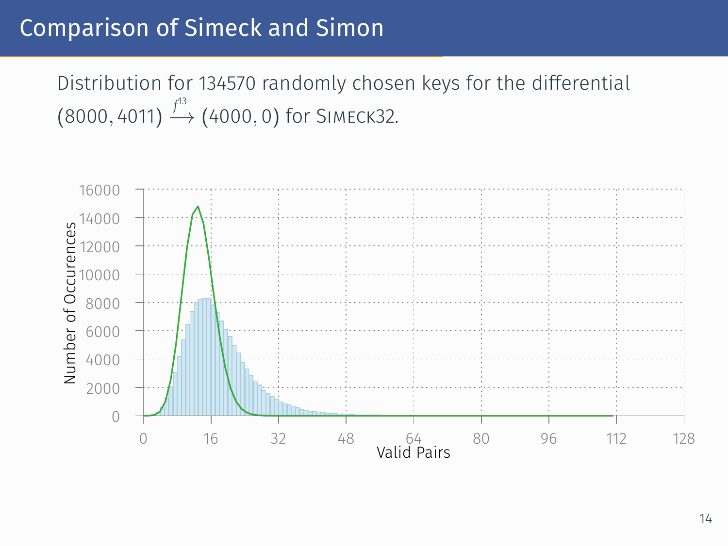# Comparison of Simeck and Simon

Distribution for 134570 randomly chosen keys for the differential $(8000, 4011) \xrightarrow{f^{13}} (4000, 0)$ for Simeck32.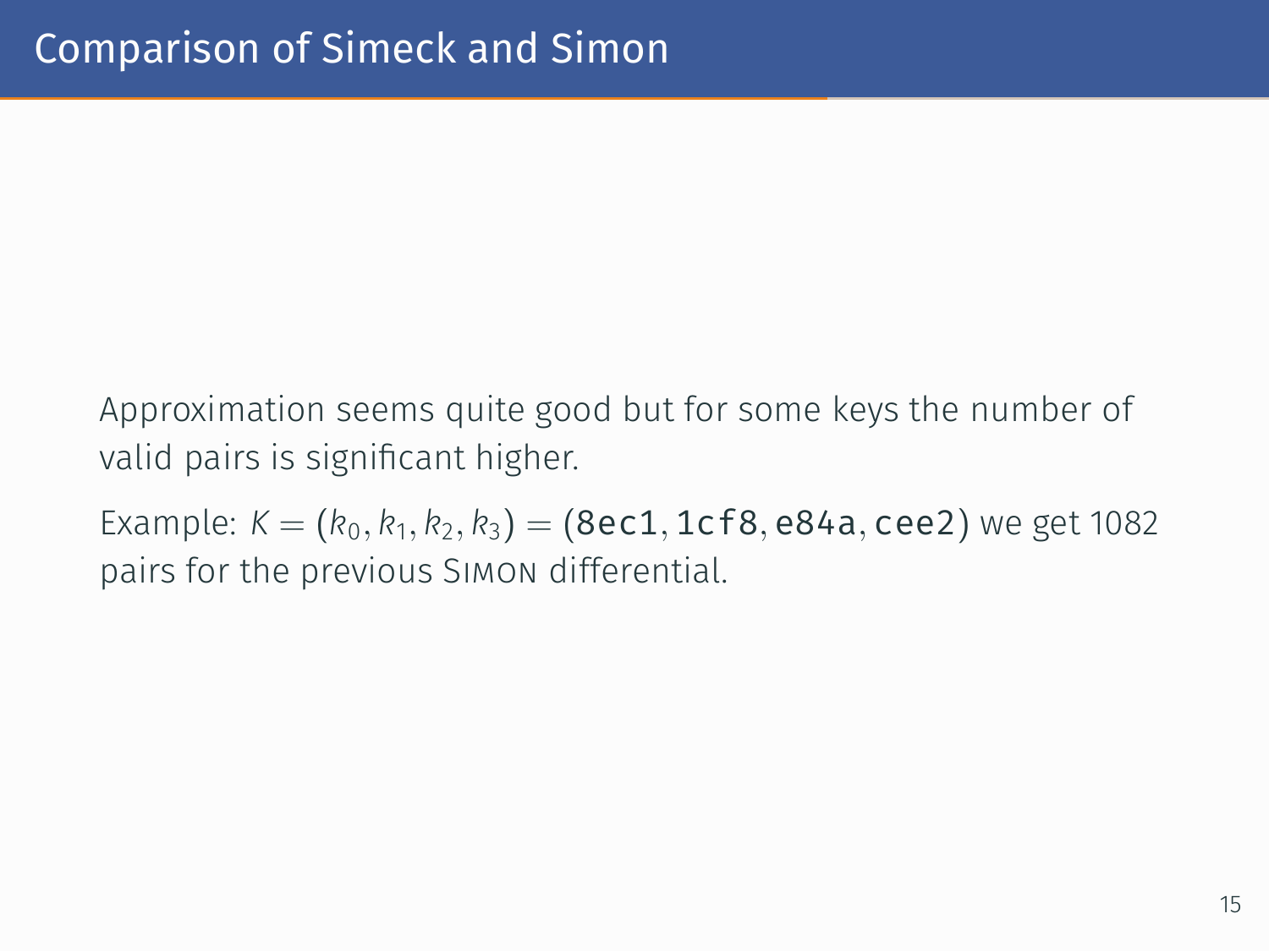# Comparison of Simeck and Simon

Approximation seems quite good but for some keys the number of valid pairs is significant higher.

Example: $K = (k_0, k_1, k_2, k_3) = (\texttt{8ec1}, \texttt{1cf8}, \texttt{e84a}, \texttt{cee2})$ we get 1082 pairs for the previous SIMON differential.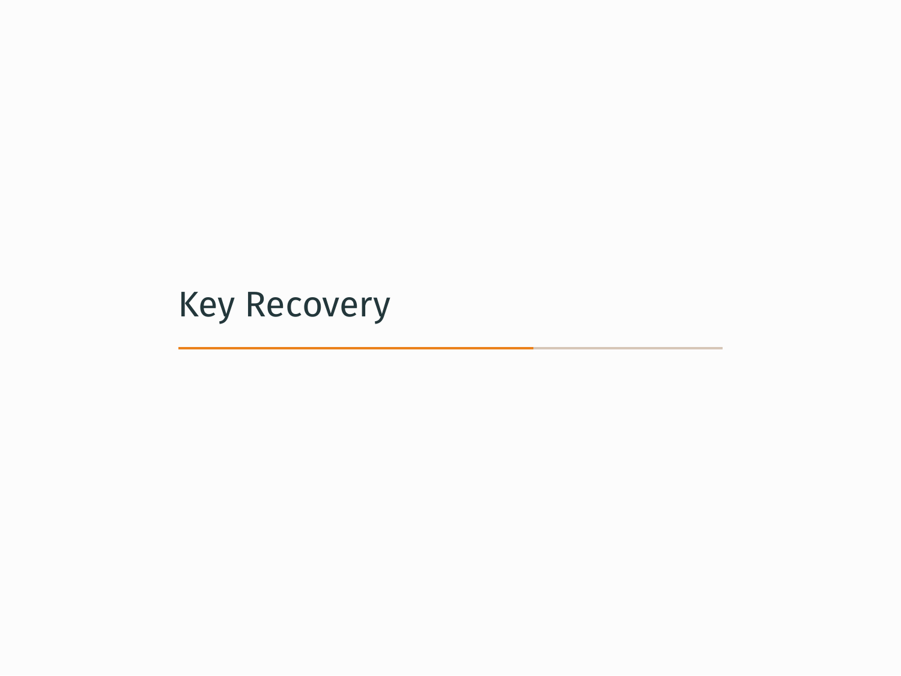# Key Recovery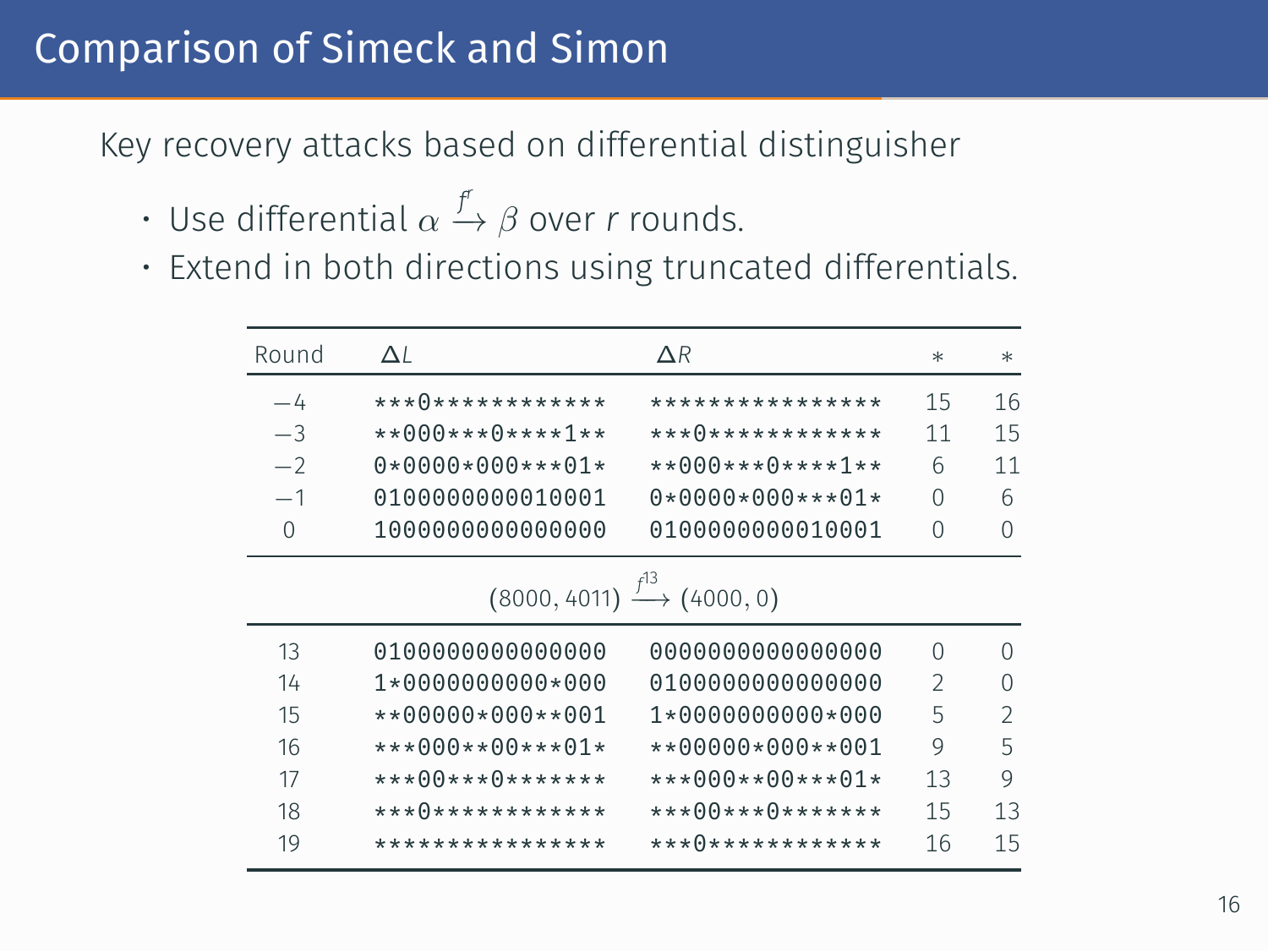# Comparison of Simeck and Simon

Key recovery attacks based on differential distinguisher

- Use differential $\alpha \xrightarrow{f^r} \beta$ over $r$ rounds.
- Extend in both directions using truncated differentials.

| Round | $\Delta L$ | $\Delta R$ | $*$ | $*$ |
|---|---|---|---|---|
| $-4$ | `***0************` | `****************` | 15 | 16 |
| $-3$ | `**000***0****1**` | `***0************` | 11 | 15 |
| $-2$ | `0*0000*000***01*` | `**000***0****1**` | 6 | 11 |
| $-1$ | `0100000000010001` | `0*0000*000***01*` | 0 | 6 |
| 0 | `1000000000000000` | `0100000000010001` | 0 | 0 |
| | $(8000, 4011) \xrightarrow{f^{13}} (4000, 0)$ | | | |
| 13 | `0100000000000000` | `0000000000000000` | 0 | 0 |
| 14 | `1*0000000000*000` | `0100000000000000` | 2 | 0 |
| 15 | `**00000*000**001` | `1*0000000000*000` | 5 | 2 |
| 16 | `***000**00***01*` | `**00000*000**001` | 9 | 5 |
| 17 | `***00***0*******` | `***000**00***01*` | 13 | 9 |
| 18 | `***0************` | `***00***0*******` | 15 | 13 |
| 19 | `****************` | `***0************` | 16 | 15 |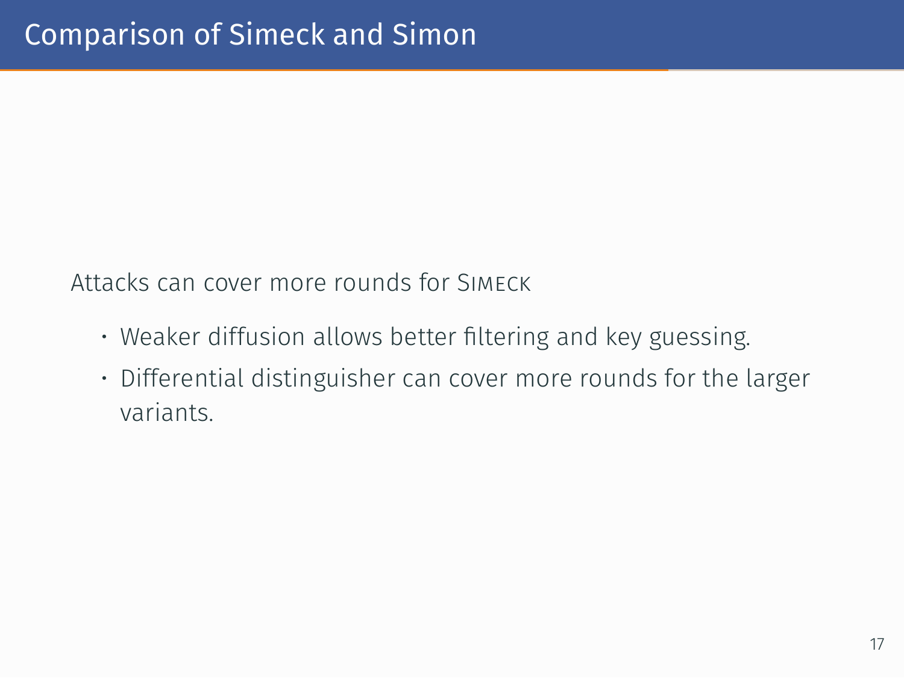# Comparison of Simeck and Simon

Attacks can cover more rounds for SIMECK

- Weaker diffusion allows better filtering and key guessing.
- Differential distinguisher can cover more rounds for the larger variants.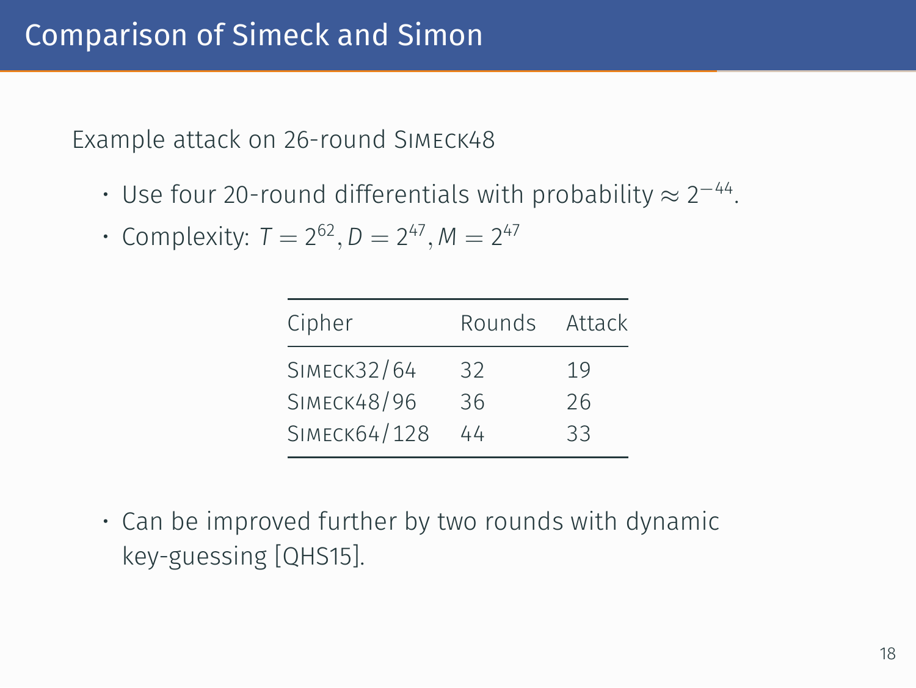# Comparison of Simeck and Simon

Example attack on 26-round SIMECK48

- Use four 20-round differentials with probability $\approx 2^{-44}$.
- Complexity: $T = 2^{62}, D = 2^{47}, M = 2^{47}$

| Cipher | Rounds | Attack |
|---|---|---|
| SIMECK32/64 | 32 | 19 |
| SIMECK48/96 | 36 | 26 |
| SIMECK64/128 | 44 | 33 |

- Can be improved further by two rounds with dynamic key-guessing [QHS15].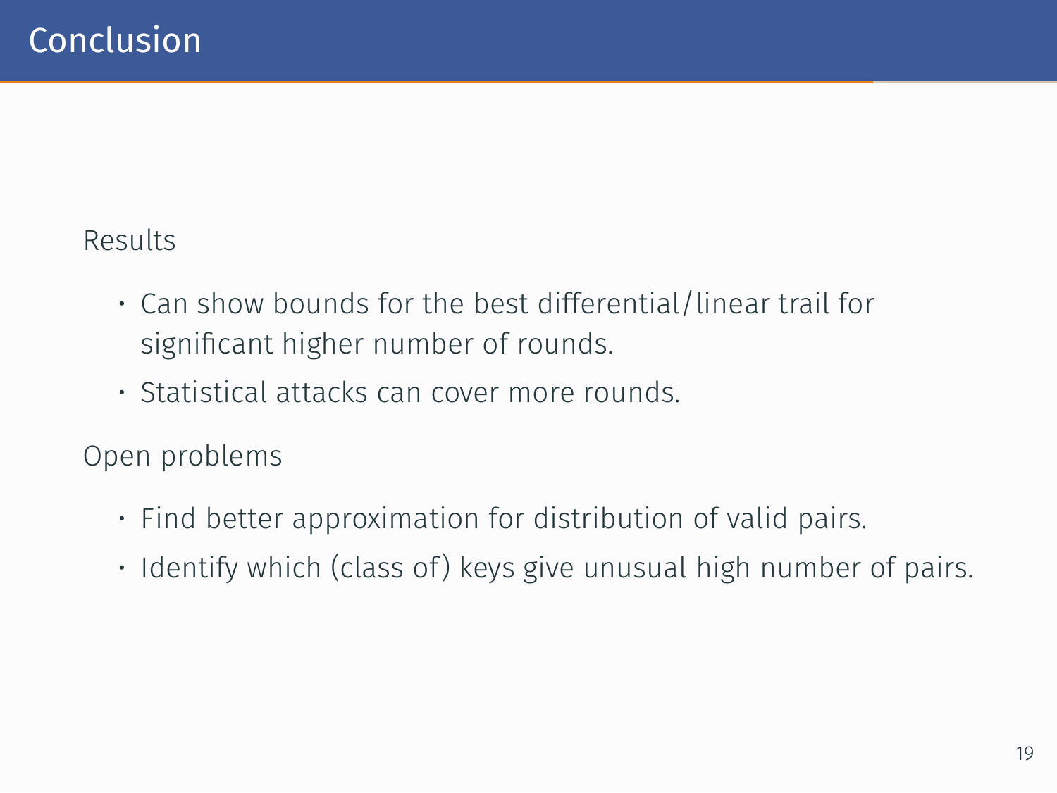# Conclusion

Results

- Can show bounds for the best differential/linear trail for significant higher number of rounds.
- Statistical attacks can cover more rounds.

Open problems

- Find better approximation for distribution of valid pairs.
- Identify which (class of) keys give unusual high number of pairs.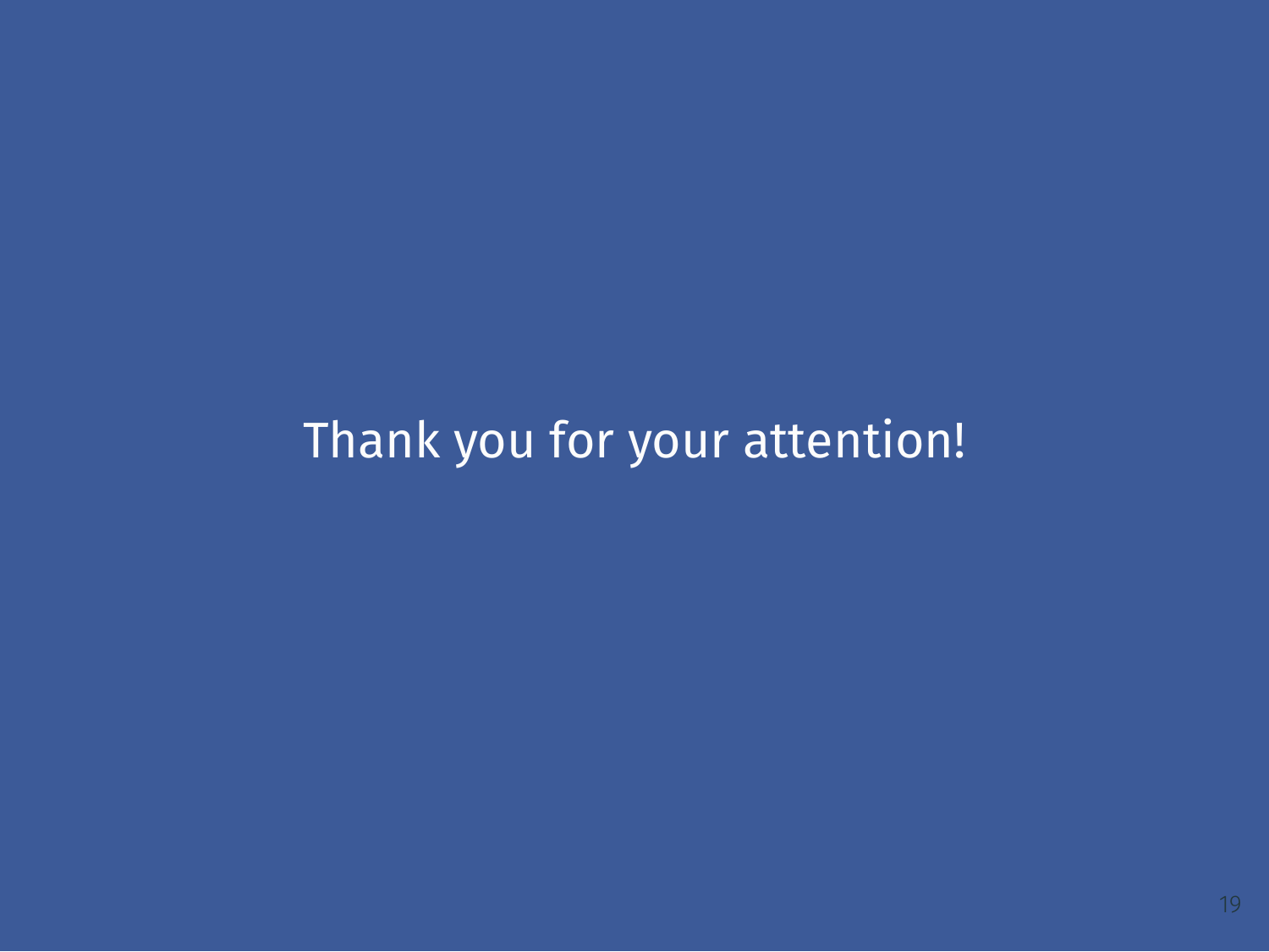Thank you for your attention!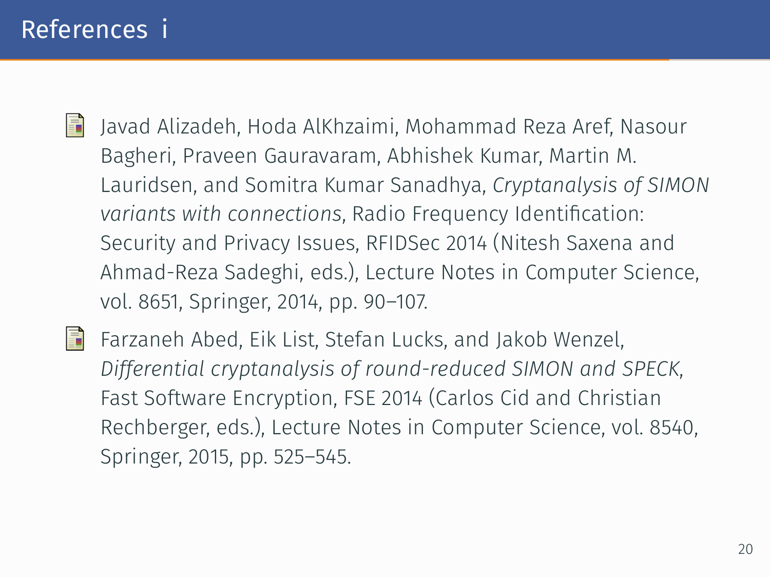# References i

- Javad Alizadeh, Hoda AlKhzaimi, Mohammad Reza Aref, Nasour Bagheri, Praveen Gauravaram, Abhishek Kumar, Martin M. Lauridsen, and Somitra Kumar Sanadhya, *Cryptanalysis of SIMON variants with connections*, Radio Frequency Identification: Security and Privacy Issues, RFIDSec 2014 (Nitesh Saxena and Ahmad-Reza Sadeghi, eds.), Lecture Notes in Computer Science, vol. 8651, Springer, 2014, pp. 90–107.

- Farzaneh Abed, Eik List, Stefan Lucks, and Jakob Wenzel, *Differential cryptanalysis of round-reduced SIMON and SPECK*, Fast Software Encryption, FSE 2014 (Carlos Cid and Christian Rechberger, eds.), Lecture Notes in Computer Science, vol. 8540, Springer, 2015, pp. 525–545.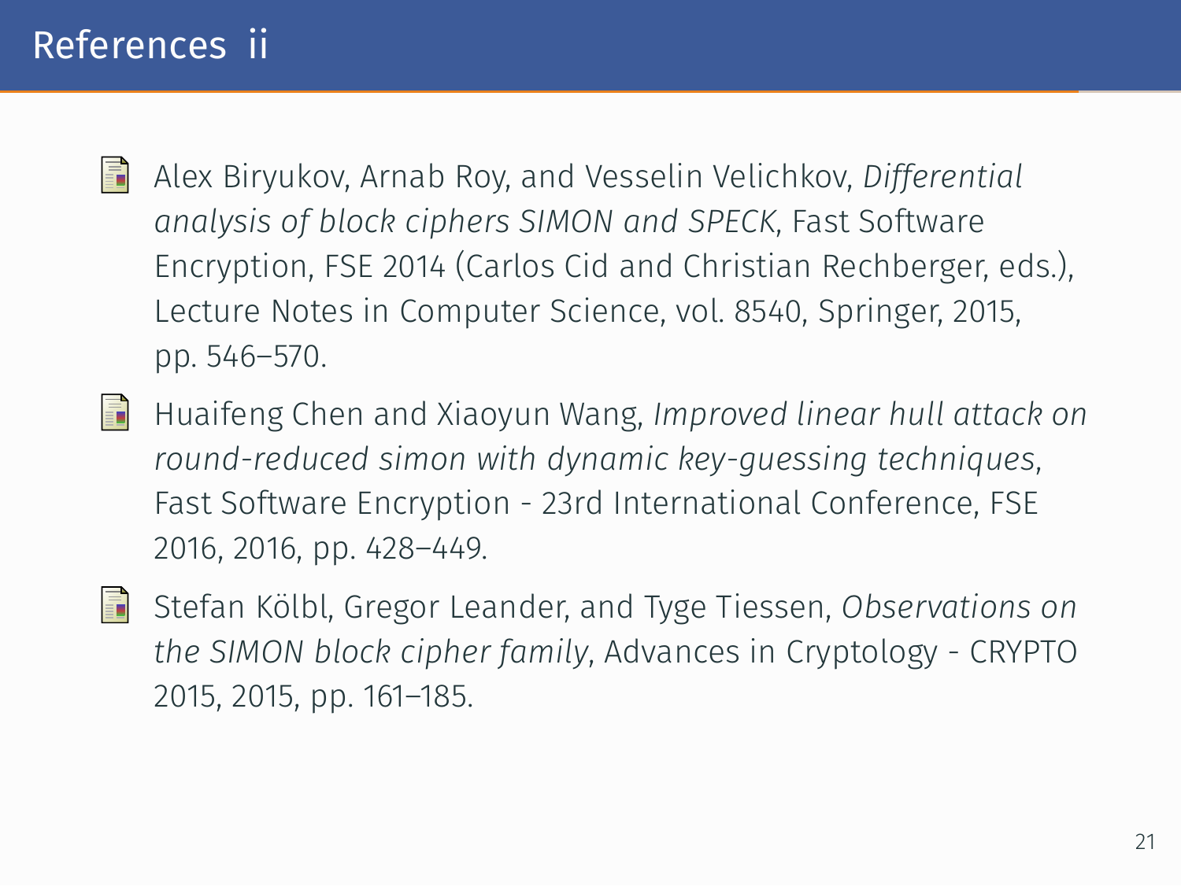# References ii

- Alex Biryukov, Arnab Roy, and Vesselin Velichkov, *Differential analysis of block ciphers SIMON and SPECK*, Fast Software Encryption, FSE 2014 (Carlos Cid and Christian Rechberger, eds.), Lecture Notes in Computer Science, vol. 8540, Springer, 2015, pp. 546–570.
- Huaifeng Chen and Xiaoyun Wang, *Improved linear hull attack on round-reduced simon with dynamic key-guessing techniques*, Fast Software Encryption - 23rd International Conference, FSE 2016, 2016, pp. 428–449.
- Stefan Kölbl, Gregor Leander, and Tyge Tiessen, *Observations on the SIMON block cipher family*, Advances in Cryptology - CRYPTO 2015, 2015, pp. 161–185.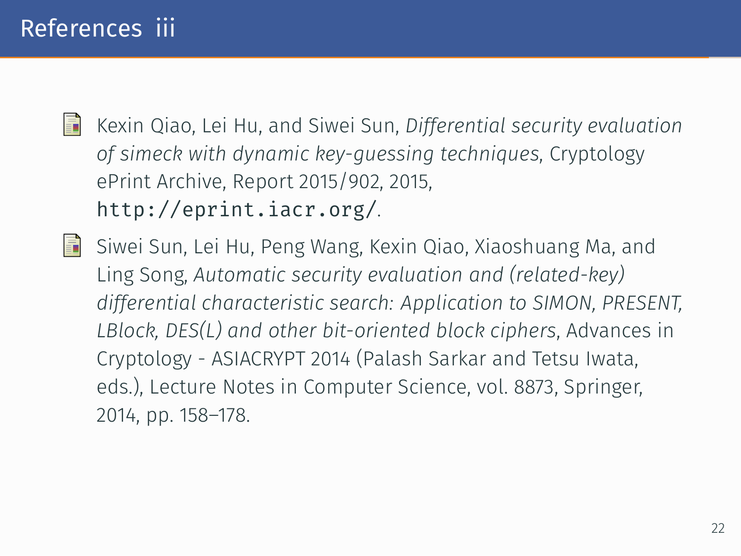## References iii

- Kexin Qiao, Lei Hu, and Siwei Sun, *Differential security evaluation of simeck with dynamic key-guessing techniques*, Cryptology ePrint Archive, Report 2015/902, 2015, `http://eprint.iacr.org/`.

- Siwei Sun, Lei Hu, Peng Wang, Kexin Qiao, Xiaoshuang Ma, and Ling Song, *Automatic security evaluation and (related-key) differential characteristic search: Application to SIMON, PRESENT, LBlock, DES(L) and other bit-oriented block ciphers*, Advances in Cryptology - ASIACRYPT 2014 (Palash Sarkar and Tetsu Iwata, eds.), Lecture Notes in Computer Science, vol. 8873, Springer, 2014, pp. 158–178.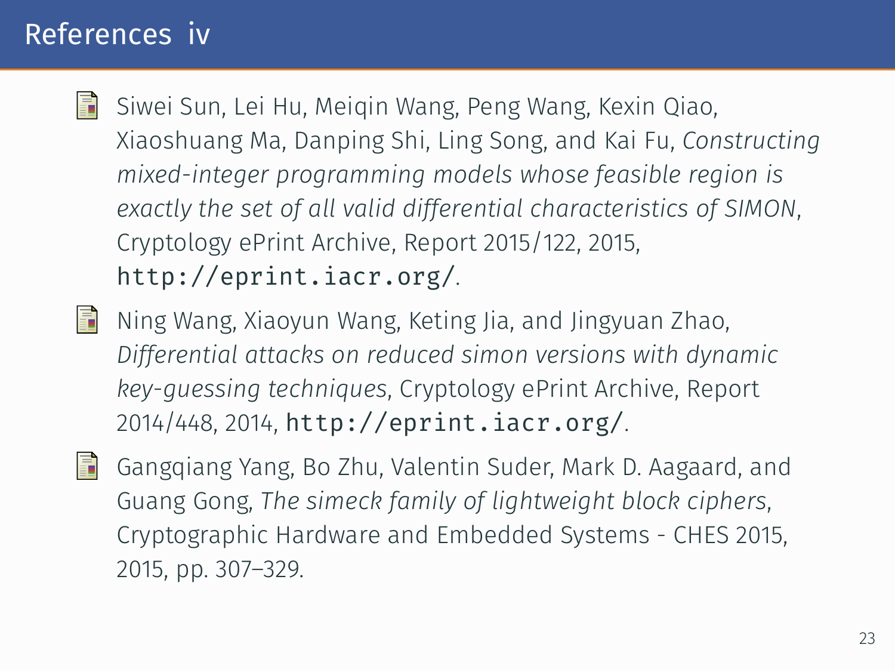# References iv

- Siwei Sun, Lei Hu, Meiqin Wang, Peng Wang, Kexin Qiao, Xiaoshuang Ma, Danping Shi, Ling Song, and Kai Fu, *Constructing mixed-integer programming models whose feasible region is exactly the set of all valid differential characteristics of SIMON*, Cryptology ePrint Archive, Report 2015/122, 2015, `http://eprint.iacr.org/`.

- Ning Wang, Xiaoyun Wang, Keting Jia, and Jingyuan Zhao, *Differential attacks on reduced simon versions with dynamic key-guessing techniques*, Cryptology ePrint Archive, Report 2014/448, 2014, `http://eprint.iacr.org/`.

- Gangqiang Yang, Bo Zhu, Valentin Suder, Mark D. Aagaard, and Guang Gong, *The simeck family of lightweight block ciphers*, Cryptographic Hardware and Embedded Systems - CHES 2015, 2015, pp. 307–329.